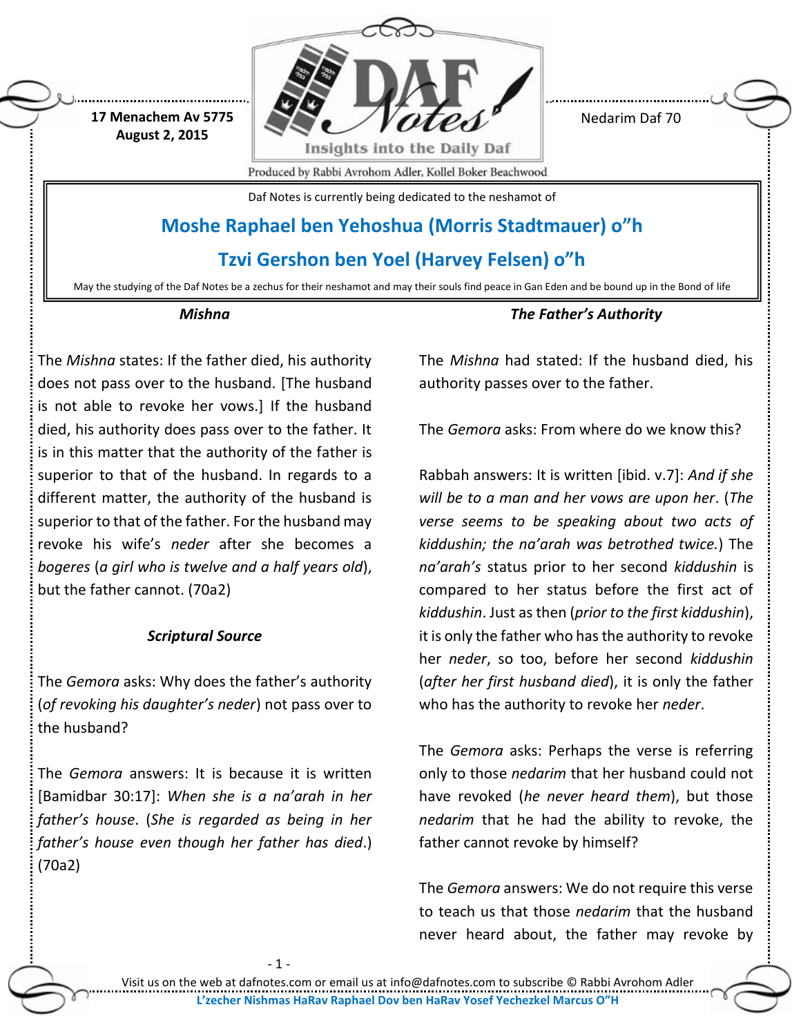17 Menachem Av 5775
August 2, 2015

Nedarim Daf 70

Daf Notes is currently being dedicated to the neshamot of

**Moshe Raphael ben Yehoshua (Morris Stadtmauer) o"h**

**Tzvi Gershon ben Yoel (Harvey Felsen) o"h**

May the studying of the Daf Notes be a zechus for their neshamot and may their souls find peace in Gan Eden and be bound up in the Bond of life

### *Mishna*

The *Mishna* states: If the father died, his authority does not pass over to the husband. [The husband is not able to revoke her vows.] If the husband died, his authority does pass over to the father. It is in this matter that the authority of the father is superior to that of the husband. In regards to a different matter, the authority of the husband is superior to that of the father. For the husband may revoke his wife's *neder* after she becomes a *bogeres* (*a girl who is twelve and a half years old*), but the father cannot. (70a2)

### *Scriptural Source*

The *Gemora* asks: Why does the father's authority (*of revoking his daughter's neder*) not pass over to the husband?

The *Gemora* answers: It is because it is written [Bamidbar 30:17]: *When she is a na'arah in her father's house*. (*She is regarded as being in her father's house even though her father has died*.) (70a2)

### *The Father's Authority*

The *Mishna* had stated: If the husband died, his authority passes over to the father.

The *Gemora* asks: From where do we know this?

Rabbah answers: It is written [ibid. v.7]: *And if she will be to a man and her vows are upon her*. (*The verse seems to be speaking about two acts of kiddushin; the na'arah was betrothed twice.*) The *na'arah's* status prior to her second *kiddushin* is compared to her status before the first act of *kiddushin*. Just as then (*prior to the first kiddushin*), it is only the father who has the authority to revoke her *neder*, so too, before her second *kiddushin* (*after her first husband died*), it is only the father who has the authority to revoke her *neder*.

The *Gemora* asks: Perhaps the verse is referring only to those *nedarim* that her husband could not have revoked (*he never heard them*), but those *nedarim* that he had the ability to revoke, the father cannot revoke by himself?

The *Gemora* answers: We do not require this verse to teach us that those *nedarim* that the husband never heard about, the father may revoke by

Visit us on the web at dafnotes.com or email us at info@dafnotes.com to subscribe © Rabbi Avrohom Adler

L'zecher Nishmas HaRav Raphael Dov ben HaRav Yosef Yechezkel Marcus O"H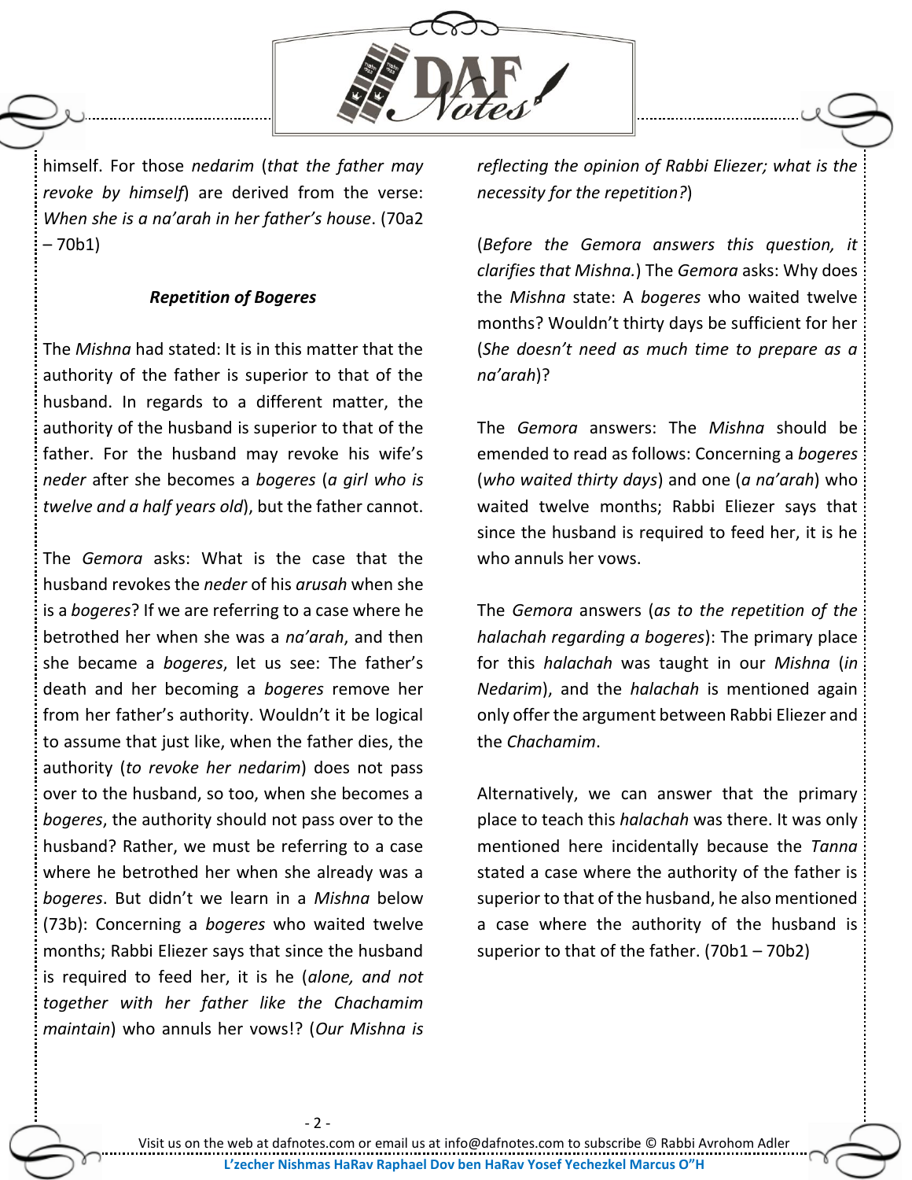himself. For those *nedarim* (*that the father may revoke by himself*) are derived from the verse: *When she is a na'arah in her father's house*. (70a2 – 70b1)

### *Repetition of Bogeres*

The *Mishna* had stated: It is in this matter that the authority of the father is superior to that of the husband. In regards to a different matter, the authority of the husband is superior to that of the father. For the husband may revoke his wife's *neder* after she becomes a *bogeres* (*a girl who is twelve and a half years old*), but the father cannot.

The *Gemora* asks: What is the case that the husband revokes the *neder* of his *arusah* when she is a *bogeres*? If we are referring to a case where he betrothed her when she was a *na'arah*, and then she became a *bogeres*, let us see: The father's death and her becoming a *bogeres* remove her from her father's authority. Wouldn't it be logical to assume that just like, when the father dies, the authority (*to revoke her nedarim*) does not pass over to the husband, so too, when she becomes a *bogeres*, the authority should not pass over to the husband? Rather, we must be referring to a case where he betrothed her when she already was a *bogeres*. But didn't we learn in a *Mishna* below (73b): Concerning a *bogeres* who waited twelve months; Rabbi Eliezer says that since the husband is required to feed her, it is he (*alone, and not together with her father like the Chachamim maintain*) who annuls her vows!? (*Our Mishna is reflecting the opinion of Rabbi Eliezer; what is the necessity for the repetition?*)

(*Before the Gemora answers this question, it clarifies that Mishna.*) The *Gemora* asks: Why does the *Mishna* state: A *bogeres* who waited twelve months? Wouldn't thirty days be sufficient for her (*She doesn't need as much time to prepare as a na'arah*)?

The *Gemora* answers: The *Mishna* should be emended to read as follows: Concerning a *bogeres* (*who waited thirty days*) and one (*a na'arah*) who waited twelve months; Rabbi Eliezer says that since the husband is required to feed her, it is he who annuls her vows.

The *Gemora* answers (*as to the repetition of the halachah regarding a bogeres*): The primary place for this *halachah* was taught in our *Mishna* (*in Nedarim*), and the *halachah* is mentioned again only offer the argument between Rabbi Eliezer and the *Chachamim*.

Alternatively, we can answer that the primary place to teach this *halachah* was there. It was only mentioned here incidentally because the *Tanna* stated a case where the authority of the father is superior to that of the husband, he also mentioned a case where the authority of the husband is superior to that of the father. (70b1 – 70b2)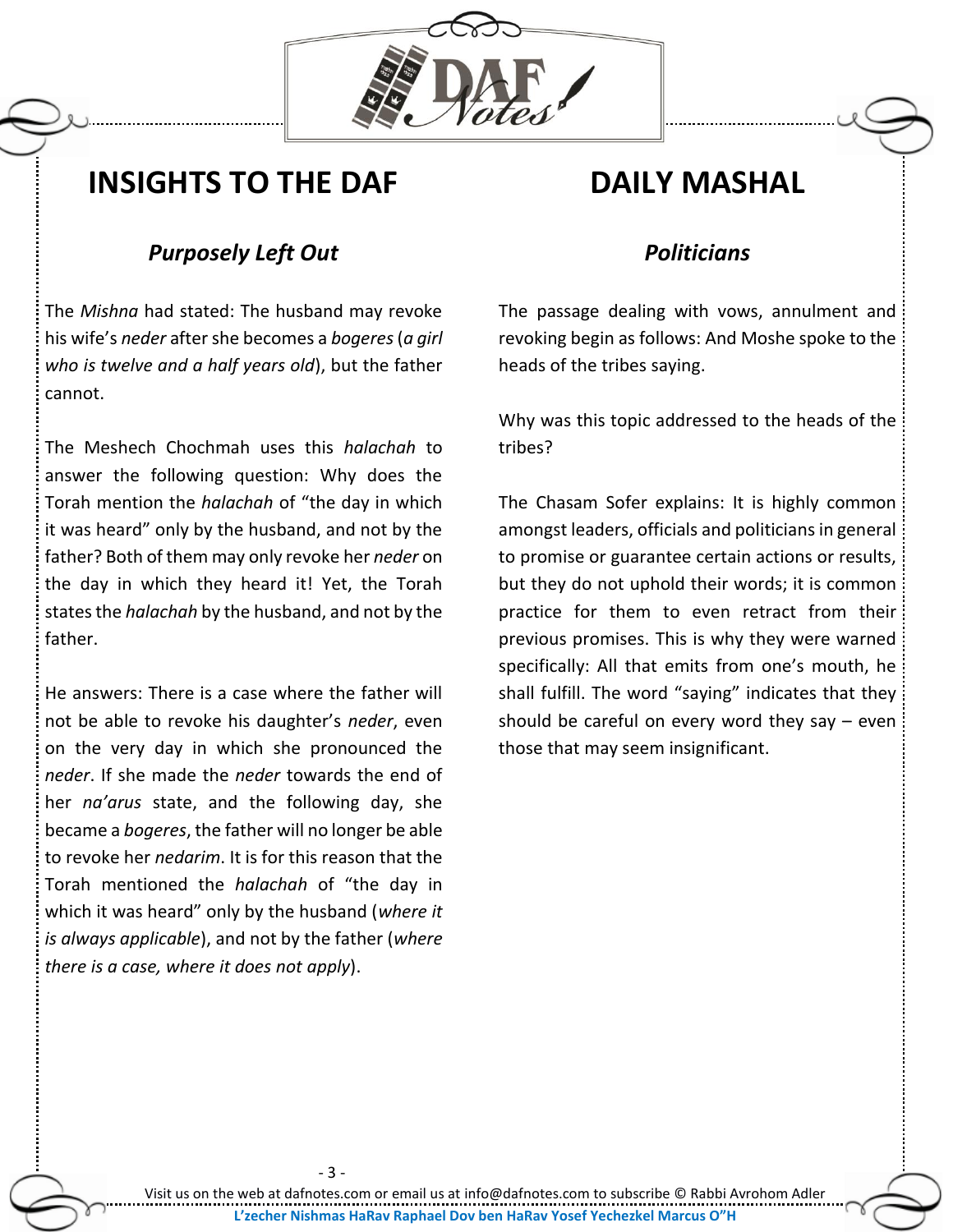# INSIGHTS TO THE DAF

## *Purposely Left Out*

The *Mishna* had stated: The husband may revoke his wife's *neder* after she becomes a *bogeres* (*a girl who is twelve and a half years old*), but the father cannot.

The Meshech Chochmah uses this *halachah* to answer the following question: Why does the Torah mention the *halachah* of "the day in which it was heard" only by the husband, and not by the father? Both of them may only revoke her *neder* on the day in which they heard it! Yet, the Torah states the *halachah* by the husband, and not by the father.

He answers: There is a case where the father will not be able to revoke his daughter's *neder*, even on the very day in which she pronounced the *neder*. If she made the *neder* towards the end of her *na'arus* state, and the following day, she became a *bogeres*, the father will no longer be able to revoke her *nedarim*. It is for this reason that the Torah mentioned the *halachah* of "the day in which it was heard" only by the husband (*where it is always applicable*), and not by the father (*where there is a case, where it does not apply*).

# DAILY MASHAL

## *Politicians*

The passage dealing with vows, annulment and revoking begin as follows: And Moshe spoke to the heads of the tribes saying.

Why was this topic addressed to the heads of the tribes?

The Chasam Sofer explains: It is highly common amongst leaders, officials and politicians in general to promise or guarantee certain actions or results, but they do not uphold their words; it is common practice for them to even retract from their previous promises. This is why they were warned specifically: All that emits from one's mouth, he shall fulfill. The word "saying" indicates that they should be careful on every word they say – even those that may seem insignificant.

Visit us on the web at dafnotes.com or email us at info@dafnotes.com to subscribe © Rabbi Avrohom Adler

**L'zecher Nishmas HaRav Raphael Dov ben HaRav Yosef Yechezkel Marcus O"H**